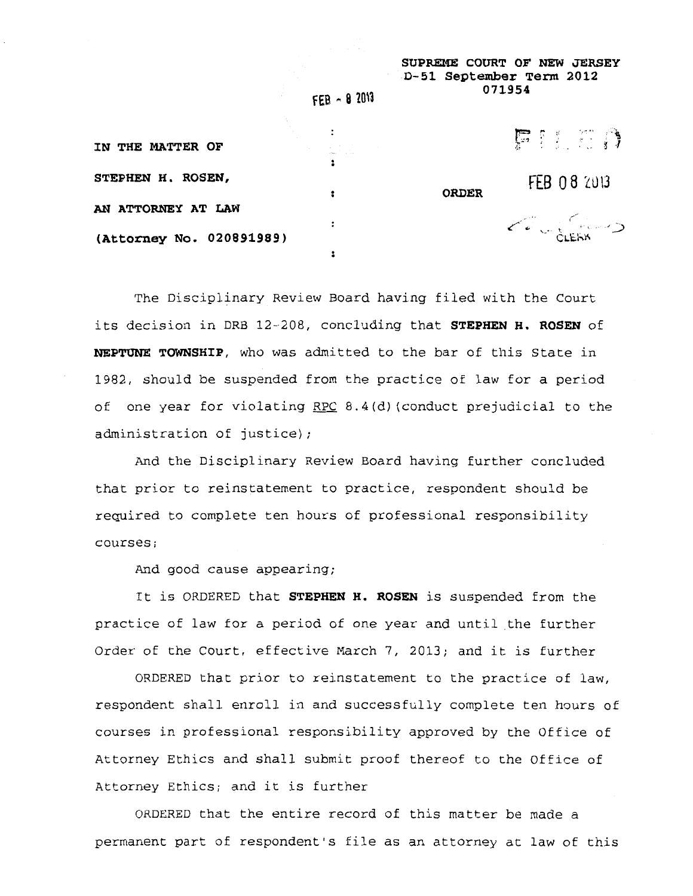SUPREME COURT OF NEW JERSEY
D-51 September Term 2012
071954

FEB - 8 2013

IN THE MATTER OF

STEPHEN H. ROSEN,

AN ATTORNEY AT LAW

(Attorney No. 020891989)

ORDER

FILED

FEB 08 2013

CLERK

The Disciplinary Review Board having filed with the Court its decision in DRB 12-208, concluding that **STEPHEN H. ROSEN** of **NEPTUNE TOWNSHIP**, who was admitted to the bar of this State in 1982, should be suspended from the practice of law for a period of one year for violating RPC 8.4(d)(conduct prejudicial to the administration of justice);

And the Disciplinary Review Board having further concluded that prior to reinstatement to practice, respondent should be required to complete ten hours of professional responsibility courses;

And good cause appearing;

It is ORDERED that **STEPHEN H. ROSEN** is suspended from the practice of law for a period of one year and until the further Order of the Court, effective March 7, 2013; and it is further

ORDERED that prior to reinstatement to the practice of law, respondent shall enroll in and successfully complete ten hours of courses in professional responsibility approved by the Office of Attorney Ethics and shall submit proof thereof to the Office of Attorney Ethics; and it is further

ORDERED that the entire record of this matter be made a permanent part of respondent's file as an attorney at law of this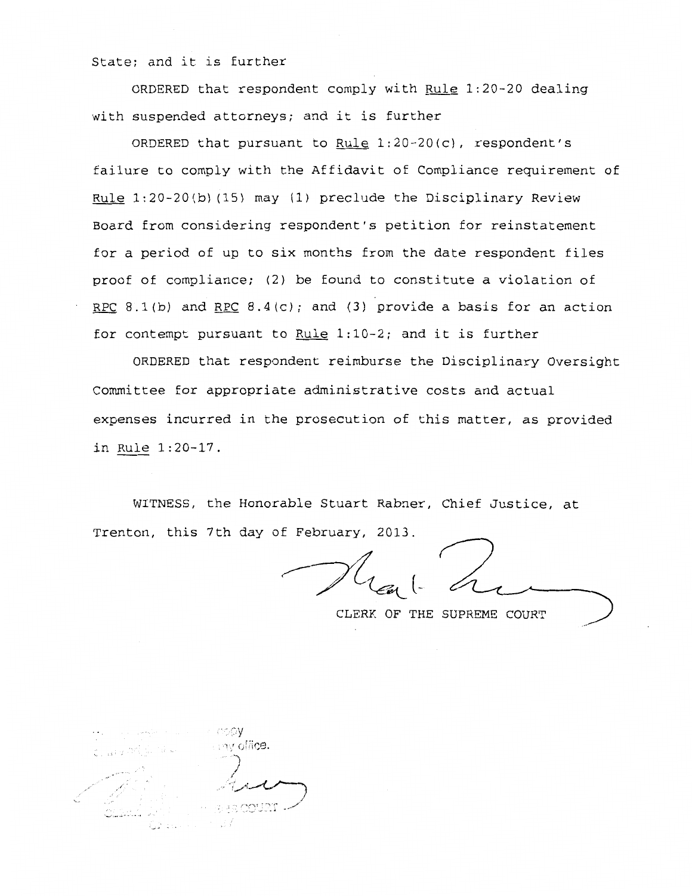State; and it is further

ORDERED that respondent comply with Rule 1:20-20 dealing with suspended attorneys; and it is further

ORDERED that pursuant to Rule 1:20-20(c), respondent's failure to comply with the Affidavit of Compliance requirement of Rule 1:20-20(b)(15) may (1) preclude the Disciplinary Review Board from considering respondent's petition for reinstatement for a period of up to six months from the date respondent files proof of compliance; (2) be found to constitute a violation of RPC 8.1(b) and RPC 8.4(c); and (3) provide a basis for an action for contempt pursuant to Rule 1:10-2; and it is further

ORDERED that respondent reimburse the Disciplinary Oversight Committee for appropriate administrative costs and actual expenses incurred in the prosecution of this matter, as provided in Rule 1:20-17.

WITNESS, the Honorable Stuart Rabner, Chief Justice, at Trenton, this 7th day of February, 2013.

CLERK OF THE SUPREME COURT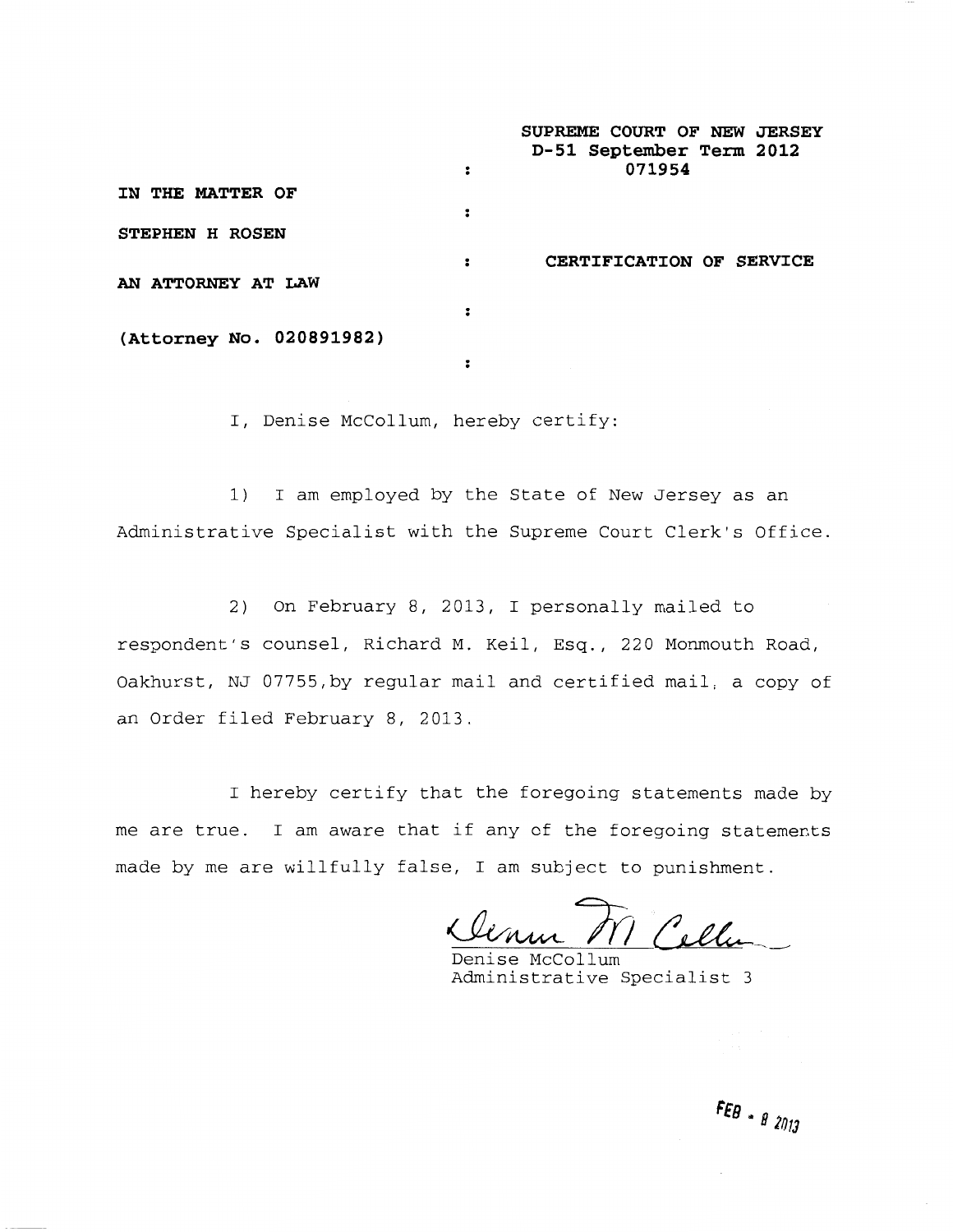SUPREME COURT OF NEW JERSEY
D-51 September Term 2012
071954

IN THE MATTER OF

STEPHEN H ROSEN

AN ATTORNEY AT LAW

(Attorney No. 020891982)

**CERTIFICATION OF SERVICE**

I, Denise McCollum, hereby certify:

1) I am employed by the State of New Jersey as an Administrative Specialist with the Supreme Court Clerk's Office.

2) On February 8, 2013, I personally mailed to respondent's counsel, Richard M. Keil, Esq., 220 Monmouth Road, Oakhurst, NJ 07755, by regular mail and certified mail, a copy of an Order filed February 8, 2013.

I hereby certify that the foregoing statements made by me are true. I am aware that if any of the foregoing statements made by me are willfully false, I am subject to punishment.

Denise McCollum
Administrative Specialist 3

FEB - 8 2013